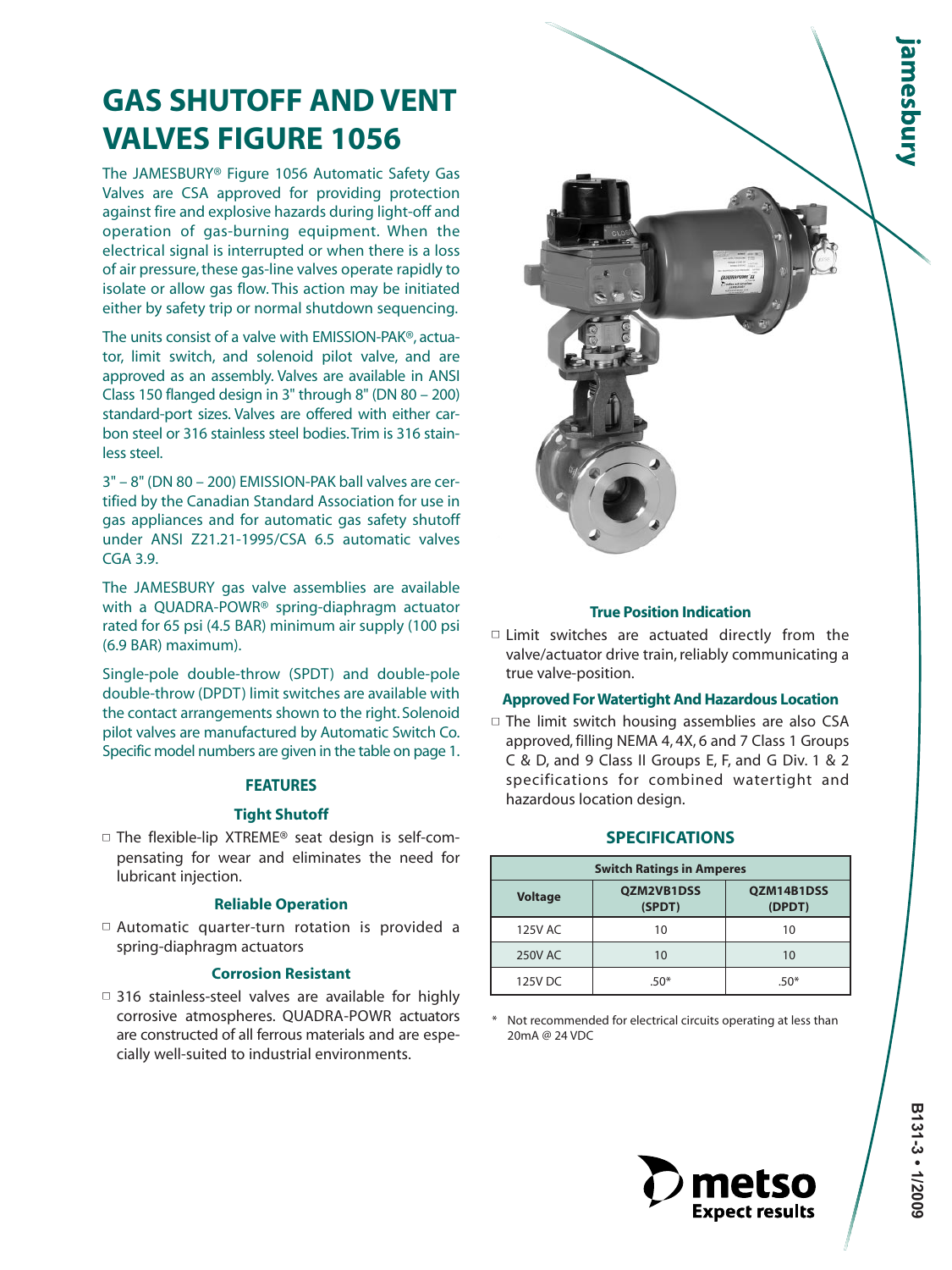# GAS SHUTOFF AND VENT VALVES FIGURE 1056

The JAMESBURY® Figure 1056 Automatic Safety Gas Valves are CSA approved for providing protection against fire and explosive hazards during light-off and operation of gas-burning equipment. When the electrical signal is interrupted or when there is a loss of air pressure, these gas-line valves operate rapidly to isolate or allow gas flow. This action may be initiated either by safety trip or normal shutdown sequencing.

The units consist of a valve with EMISSION-PAK®, actuator, limit switch, and solenoid pilot valve, and are approved as an assembly. Valves are available in ANSI Class 150 flanged design in 3" through 8" (DN 80 – 200) standard-port sizes. Valves are offered with either carbon steel or 316 stainless steel bodies. Trim is 316 stainless steel.

3" – 8" (DN 80 – 200) EMISSION-PAK ball valves are certified by the Canadian Standard Association for use in gas appliances and for automatic gas safety shutoff under ANSI Z21.21-1995/CSA 6.5 automatic valves CGA 3.9.

The JAMESBURY gas valve assemblies are available with a QUADRA-POWR® spring-diaphragm actuator rated for 65 psi (4.5 BAR) minimum air supply (100 psi (6.9 BAR) maximum).

Single-pole double-throw (SPDT) and double-pole double-throw (DPDT) limit switches are available with the contact arrangements shown to the right. Solenoid pilot valves are manufactured by Automatic Switch Co. Specific model numbers are given in the table on page 1.

## FEATURES

### Tight Shutoff

- The flexible-lip XTREME® seat design is self-compensating for wear and eliminates the need for lubricant injection.

### Reliable Operation

- Automatic quarter-turn rotation is provided a spring-diaphragm actuators

### Corrosion Resistant

- 316 stainless-steel valves are available for highly corrosive atmospheres. QUADRA-POWR actuators are constructed of all ferrous materials and are especially well-suited to industrial environments.

### True Position Indication

- Limit switches are actuated directly from the valve/actuator drive train, reliably communicating a true valve-position.

### Approved For Watertight And Hazardous Location

- The limit switch housing assemblies are also CSA approved, filling NEMA 4, 4X, 6 and 7 Class 1 Groups C & D, and 9 Class II Groups E, F, and G Div. 1 & 2 specifications for combined watertight and hazardous location design.

## SPECIFICATIONS

| Switch Ratings in Amperes | | |
|---|---|---|
| Voltage | QZM2VB1DSS (SPDT) | QZM14B1DSS (DPDT) |
| 125V AC | 10 | 10 |
| 250V AC | 10 | 10 |
| 125V DC | .50* | .50* |

\* Not recommended for electrical circuits operating at less than 20mA @ 24 VDC

metso
Expect results

B131-3 • 1/2009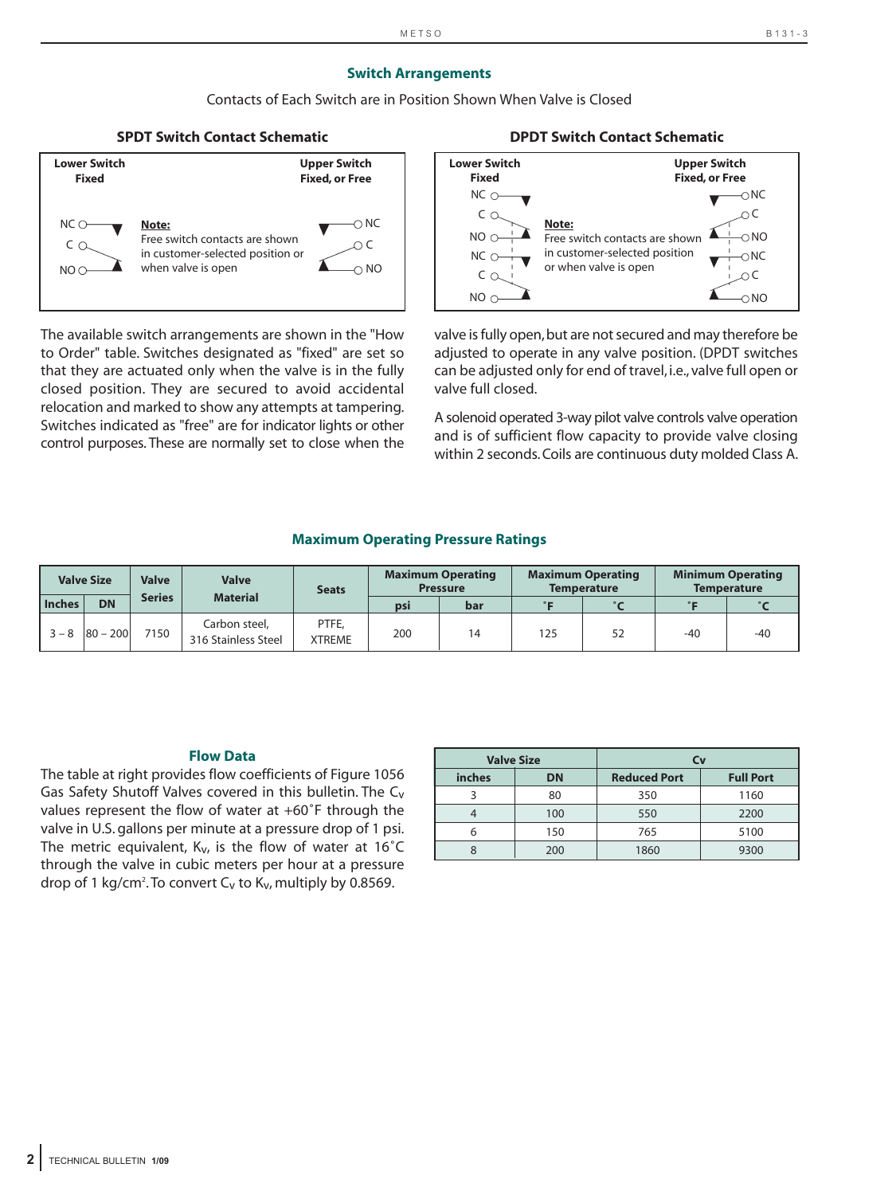## Switch Arrangements

Contacts of Each Switch are in Position Shown When Valve is Closed

### SPDT Switch Contact Schematic

Lower Switch Fixed

NC
C
NO

**Note:** Free switch contacts are shown in customer-selected position or when valve is open

Upper Switch Fixed, or Free

NC
C
NO

### DPDT Switch Contact Schematic

Lower Switch Fixed

NC
C
NO
NC
C
NO

**Note:** Free switch contacts are shown in customer-selected position or when valve is open

Upper Switch Fixed, or Free

NC
C
NO
NC
C
NO

The available switch arrangements are shown in the "How to Order" table. Switches designated as "fixed" are set so that they are actuated only when the valve is in the fully closed position. They are secured to avoid accidental relocation and marked to show any attempts at tampering. Switches indicated as "free" are for indicator lights or other control purposes. These are normally set to close when the valve is fully open, but are not secured and may therefore be adjusted to operate in any valve position. (DPDT switches can be adjusted only for end of travel, i.e., valve full open or valve full closed.

A solenoid operated 3-way pilot valve controls valve operation and is of sufficient flow capacity to provide valve closing within 2 seconds. Coils are continuous duty molded Class A.

## Maximum Operating Pressure Ratings

| Valve Size | | Valve Series | Valve Material | Seats | Maximum Operating Pressure | | Maximum Operating Temperature | | Minimum Operating Temperature | |
|---|---|---|---|---|---|---|---|---|---|---|
| Inches | DN | | | | psi | bar | ˚F | ˚C | ˚F | ˚C |
| 3 – 8 | 80 – 200 | 7150 | Carbon steel, 316 Stainless Steel | PTFE, XTREME | 200 | 14 | 125 | 52 | -40 | -40 |

## Flow Data

The table at right provides flow coefficients of Figure 1056 Gas Safety Shutoff Valves covered in this bulletin. The $C_V$ values represent the flow of water at +60˚F through the valve in U.S. gallons per minute at a pressure drop of 1 psi. The metric equivalent, $K_V$, is the flow of water at 16˚C through the valve in cubic meters per hour at a pressure drop of 1 kg/cm$^2$. To convert $C_V$ to $K_V$, multiply by 0.8569.

| Valve Size | | Cv | |
|---|---|---|---|
| inches | DN | Reduced Port | Full Port |
| 3 | 80 | 350 | 1160 |
| 4 | 100 | 550 | 2200 |
| 6 | 150 | 765 | 5100 |
| 8 | 200 | 1860 | 9300 |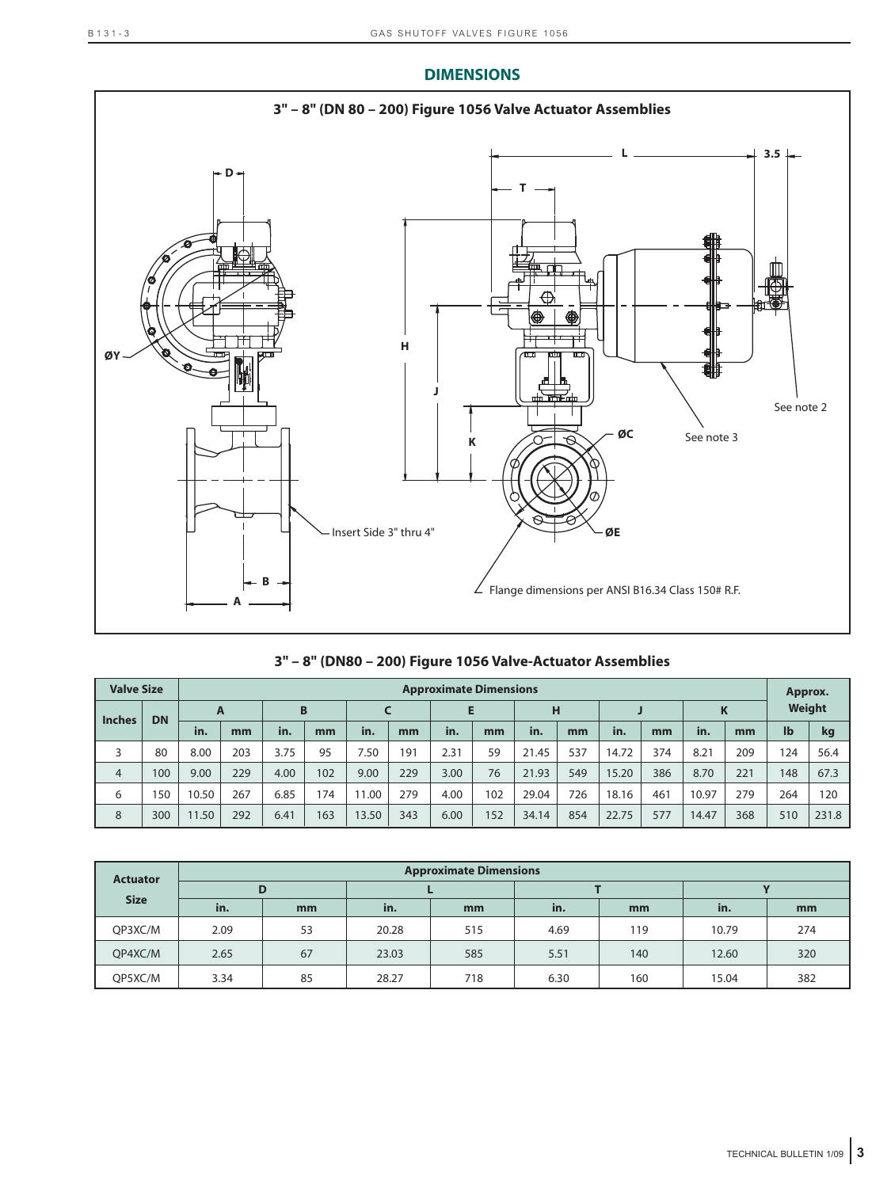## DIMENSIONS

**3" – 8" (DN 80 – 200) Figure 1056 Valve Actuator Assemblies**

D

L

3.5

T

ØY

H

J

K

ØC

See note 3

See note 2

Insert Side 3" thru 4"

ØE

B

A

Flange dimensions per ANSI B16.34 Class 150# R.F.

**3" – 8" (DN80 – 200) Figure 1056 Valve-Actuator Assemblies**

| Valve Size | | Approximate Dimensions | | | | | | | | | | | | | | Approx. Weight | |
|---|---|---|---|---|---|---|---|---|---|---|---|---|---|---|---|---|---|
| Inches | DN | A | | B | | C | | E | | H | | J | | K | | | |
| | | in. | mm | in. | mm | in. | mm | in. | mm | in. | mm | in. | mm | in. | mm | lb | kg |
| 3 | 80 | 8.00 | 203 | 3.75 | 95 | 7.50 | 191 | 2.31 | 59 | 21.45 | 537 | 14.72 | 374 | 8.21 | 209 | 124 | 56.4 |
| 4 | 100 | 9.00 | 229 | 4.00 | 102 | 9.00 | 229 | 3.00 | 76 | 21.93 | 549 | 15.20 | 386 | 8.70 | 221 | 148 | 67.3 |
| 6 | 150 | 10.50 | 267 | 6.85 | 174 | 11.00 | 279 | 4.00 | 102 | 29.04 | 726 | 18.16 | 461 | 10.97 | 279 | 264 | 120 |
| 8 | 300 | 11.50 | 292 | 6.41 | 163 | 13.50 | 343 | 6.00 | 152 | 34.14 | 854 | 22.75 | 577 | 14.47 | 368 | 510 | 231.8 |

| Actuator Size | Approximate Dimensions | | | | | | | |
|---|---|---|---|---|---|---|---|---|
| | D | | L | | T | | Y | |
| | in. | mm | in. | mm | in. | mm | in. | mm |
| QP3XC/M | 2.09 | 53 | 20.28 | 515 | 4.69 | 119 | 10.79 | 274 |
| QP4XC/M | 2.65 | 67 | 23.03 | 585 | 5.51 | 140 | 12.60 | 320 |
| QP5XC/M | 3.34 | 85 | 28.27 | 718 | 6.30 | 160 | 15.04 | 382 |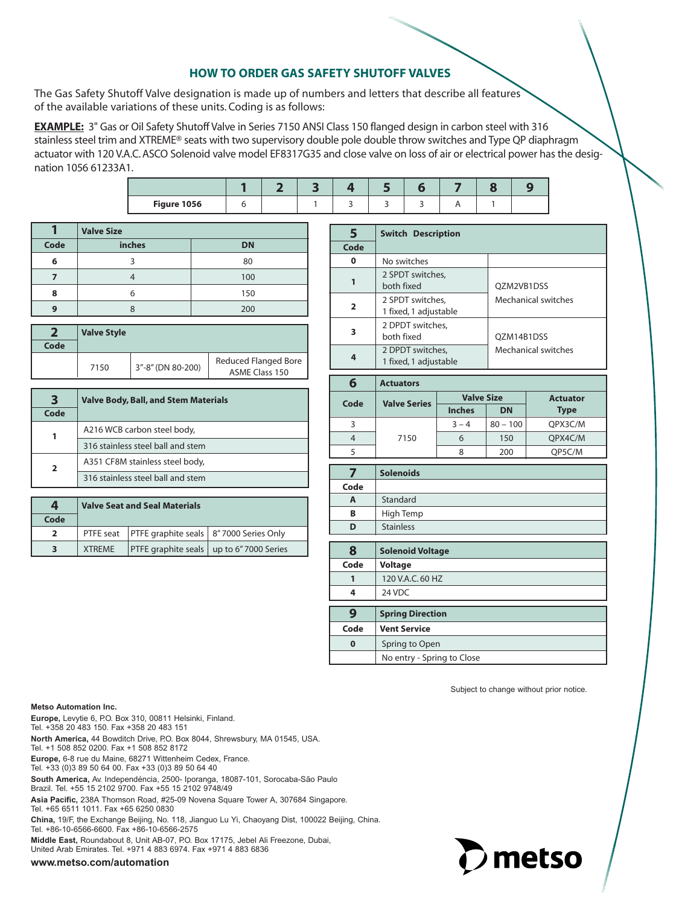## HOW TO ORDER GAS SAFETY SHUTOFF VALVES

The Gas Safety Shutoff Valve designation is made up of numbers and letters that describe all features of the available variations of these units. Coding is as follows:

**EXAMPLE:** 3" Gas or Oil Safety Shutoff Valve in Series 7150 ANSI Class 150 flanged design in carbon steel with 316 stainless steel trim and XTREME® seats with two supervisory double pole double throw switches and Type QP diaphragm actuator with 120 V.A.C. ASCO Solenoid valve model EF8317G35 and close valve on loss of air or electrical power has the designation 1056 61233A1.

| | 1 | 2 | 3 | 4 | 5 | 6 | 7 | 8 | 9 |
|---|---|---|---|---|---|---|---|---|---|
| **Figure 1056** | 6 | | 1 | 3 | 3 | 3 | A | 1 | |

| 1 | Valve Size | |
|---|---|---|
| **Code** | **inches** | **DN** |
| 6 | 3 | 80 |
| 7 | 4 | 100 |
| 8 | 6 | 150 |
| 9 | 8 | 200 |

| 2 | Valve Style | | |
|---|---|---|---|
| **Code** | | | |
| | 7150 | 3"-8" (DN 80-200) | Reduced Flanged Bore ASME Class 150 |

| 3 | Valve Body, Ball, and Stem Materials |
|---|---|
| **Code** | |
| 1 | A216 WCB carbon steel body, |
| | 316 stainless steel ball and stem |
| 2 | A351 CF8M stainless steel body, |
| | 316 stainless steel ball and stem |

| 4 | Valve Seat and Seal Materials | | |
|---|---|---|---|
| **Code** | | | |
| 2 | PTFE seat | PTFE graphite seals | 8" 7000 Series Only |
| 3 | XTREME | PTFE graphite seals | up to 6" 7000 Series |

| 5 | Switch Description | |
|---|---|---|
| **Code** | | |
| 0 | No switches | |
| 1 | 2 SPDT switches, both fixed | QZM2VB1DSS Mechanical switches |
| 2 | 2 SPDT switches, 1 fixed, 1 adjustable | |
| 3 | 2 DPDT switches, both fixed | QZM14B1DSS Mechanical switches |
| 4 | 2 DPDT switches, 1 fixed, 1 adjustable | |

| 6 | Actuators | | | |
|---|---|---|---|---|
| **Code** | **Valve Series** | **Valve Size** | | **Actuator Type** |
| | | **Inches** | **DN** | |
| 3 | 7150 | 3 – 4 | 80 – 100 | QPX3C/M |
| 4 | | 6 | 150 | QPX4C/M |
| 5 | | 8 | 200 | QP5C/M |

| 7 | Solenoids |
|---|---|
| **Code** | |
| A | Standard |
| B | High Temp |
| D | Stainless |

| 8 | Solenoid Voltage |
|---|---|
| **Code** | **Voltage** |
| 1 | 120 V.A.C. 60 HZ |
| 4 | 24 VDC |

| 9 | Spring Direction |
|---|---|
| **Code** | **Vent Service** |
| 0 | Spring to Open |
| | No entry - Spring to Close |

Subject to change without prior notice.

**Metso Automation Inc.**

**Europe,** Levytie 6, P.O. Box 310, 00811 Helsinki, Finland.
Tel. +358 20 483 150. Fax +358 20 483 151

**North America,** 44 Bowditch Drive, P.O. Box 8044, Shrewsbury, MA 01545, USA.
Tel. +1 508 852 0200. Fax +1 508 852 8172

**Europe,** 6-8 rue du Maine, 68271 Wittenheim Cedex, France.
Tel. +33 (0)3 89 50 64 00. Fax +33 (0)3 89 50 64 40

**South America,** Av. Independência, 2500- Iporanga, 18087-101, Sorocaba-São Paulo
Brazil. Tel. +55 15 2102 9700. Fax +55 15 2102 9748/49

**Asia Pacific,** 238A Thomson Road, #25-09 Novena Square Tower A, 307684 Singapore.
Tel. +65 6511 1011. Fax +65 6250 0830

**China,** 19/F, the Exchange Beijing, No. 118, Jianguo Lu Yi, Chaoyang Dist, 100022 Beijing, China.
Tel. +86-10-6566-6600. Fax +86-10-6566-2575

**Middle East,** Roundabout 8, Unit AB-07, P.O. Box 17175, Jebel Ali Freezone, Dubai,
United Arab Emirates. Tel. +971 4 883 6974. Fax +971 4 883 6836

**www.metso.com/automation**

metso